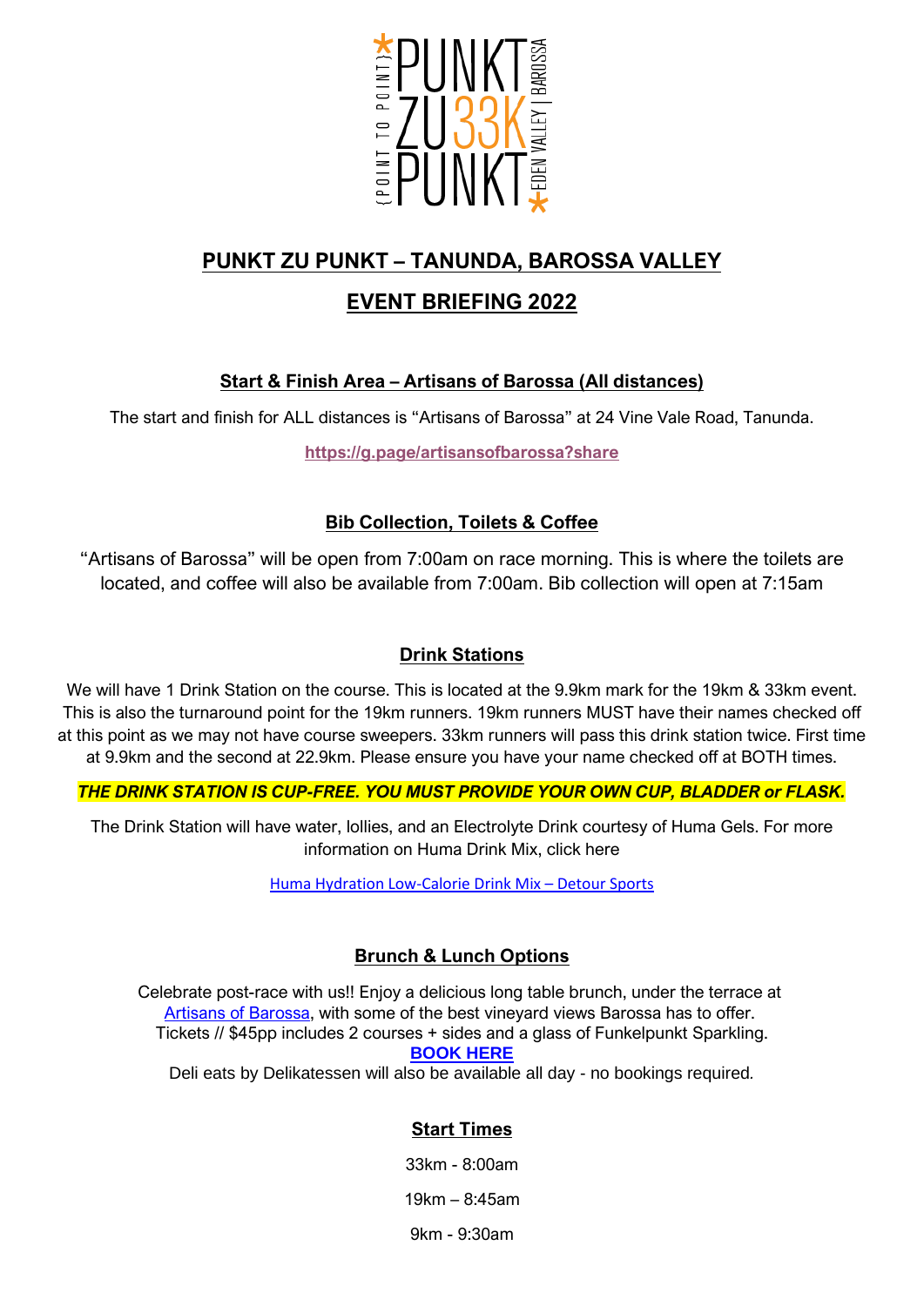# PUNKT ZU PUNKT – TANUNDA, BAROSSA VALLEY

# EVENT BRIEFING 2022

## Start & Finish Area – Artisans of Barossa (All distances)

The start and finish for ALL distances is "Artisans of Barossa" at 24 Vine Vale Road, Tanunda.

https://g.page/artisansofbarossa?share

## Bib Collection, Toilets & Coffee

"Artisans of Barossa" will be open from 7:00am on race morning. This is where the toilets are located, and coffee will also be available from 7:00am. Bib collection will open at 7:15am

## Drink Stations

We will have 1 Drink Station on the course. This is located at the 9.9km mark for the 19km & 33km event. This is also the turnaround point for the 19km runners. 19km runners MUST have their names checked off at this point as we may not have course sweepers. 33km runners will pass this drink station twice. First time at 9.9km and the second at 22.9km. Please ensure you have your name checked off at BOTH times.

***THE DRINK STATION IS CUP-FREE. YOU MUST PROVIDE YOUR OWN CUP, BLADDER or FLASK.***

The Drink Station will have water, lollies, and an Electrolyte Drink courtesy of Huma Gels. For more information on Huma Drink Mix, click here

Huma Hydration Low-Calorie Drink Mix – Detour Sports

## Brunch & Lunch Options

Celebrate post-race with us!! Enjoy a delicious long table brunch, under the terrace at Artisans of Barossa, with some of the best vineyard views Barossa has to offer.
Tickets // $45pp includes 2 courses + sides and a glass of Funkelpunkt Sparkling.
**BOOK HERE**
Deli eats by Delikatessen will also be available all day - no bookings required.

## Start Times

33km - 8:00am

19km – 8:45am

9km - 9:30am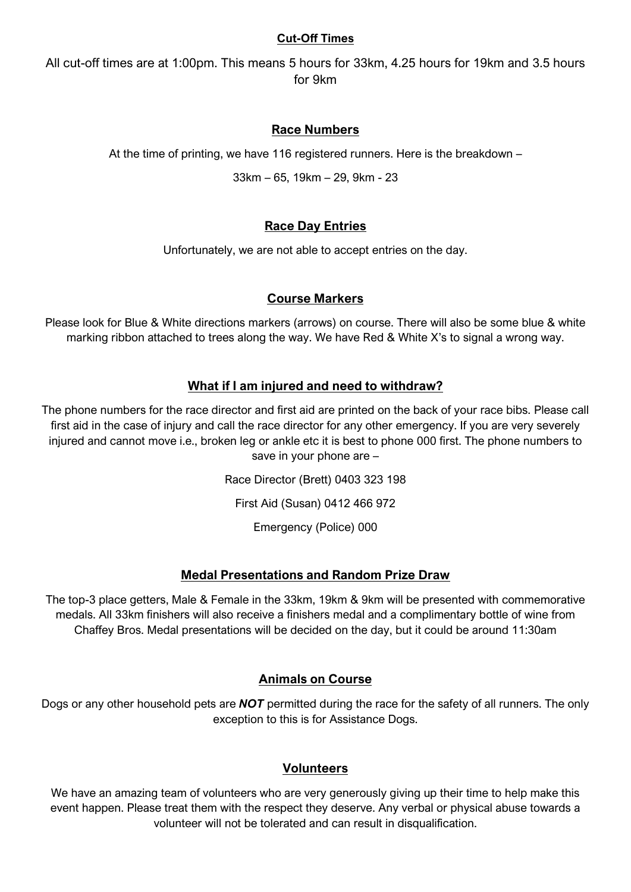## Cut-Off Times

All cut-off times are at 1:00pm. This means 5 hours for 33km, 4.25 hours for 19km and 3.5 hours for 9km

## Race Numbers

At the time of printing, we have 116 registered runners. Here is the breakdown –

33km – 65, 19km – 29, 9km - 23

## Race Day Entries

Unfortunately, we are not able to accept entries on the day.

## Course Markers

Please look for Blue & White directions markers (arrows) on course. There will also be some blue & white marking ribbon attached to trees along the way. We have Red & White X's to signal a wrong way.

## What if I am injured and need to withdraw?

The phone numbers for the race director and first aid are printed on the back of your race bibs. Please call first aid in the case of injury and call the race director for any other emergency. If you are very severely injured and cannot move i.e., broken leg or ankle etc it is best to phone 000 first. The phone numbers to save in your phone are –

Race Director (Brett) 0403 323 198

First Aid (Susan) 0412 466 972

Emergency (Police) 000

## Medal Presentations and Random Prize Draw

The top-3 place getters, Male & Female in the 33km, 19km & 9km will be presented with commemorative medals. All 33km finishers will also receive a finishers medal and a complimentary bottle of wine from Chaffey Bros. Medal presentations will be decided on the day, but it could be around 11:30am

## Animals on Course

Dogs or any other household pets are ***NOT*** permitted during the race for the safety of all runners. The only exception to this is for Assistance Dogs.

## Volunteers

We have an amazing team of volunteers who are very generously giving up their time to help make this event happen. Please treat them with the respect they deserve. Any verbal or physical abuse towards a volunteer will not be tolerated and can result in disqualification.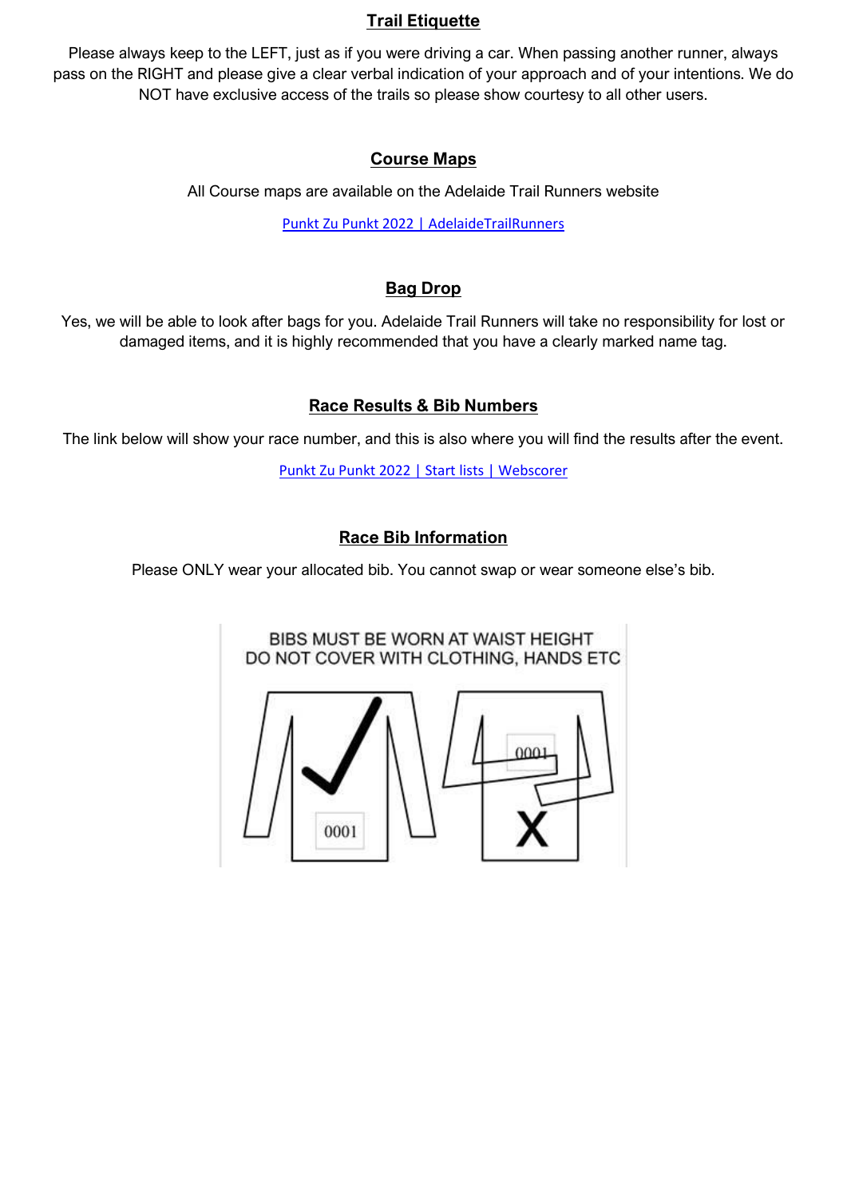## Trail Etiquette

Please always keep to the LEFT, just as if you were driving a car. When passing another runner, always pass on the RIGHT and please give a clear verbal indication of your approach and of your intentions. We do NOT have exclusive access of the trails so please show courtesy to all other users.

## Course Maps

All Course maps are available on the Adelaide Trail Runners website

Punkt Zu Punkt 2022 | AdelaideTrailRunners

## Bag Drop

Yes, we will be able to look after bags for you. Adelaide Trail Runners will take no responsibility for lost or damaged items, and it is highly recommended that you have a clearly marked name tag.

## Race Results & Bib Numbers

The link below will show your race number, and this is also where you will find the results after the event.

Punkt Zu Punkt 2022 | Start lists | Webscorer

## Race Bib Information

Please ONLY wear your allocated bib. You cannot swap or wear someone else's bib.

BIBS MUST BE WORN AT WAIST HEIGHT
DO NOT COVER WITH CLOTHING, HANDS ETC

0001

0001

X